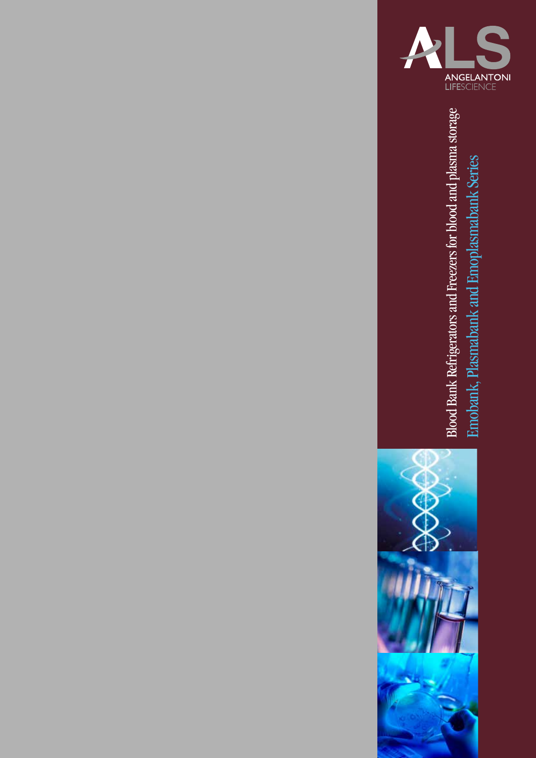ALS

ANGELANTONI
LIFESCIENCE

# Blood Bank Refrigerators and Freezers for blood and plasma storage

## Emobank, Plasmabank and Emoplasmabank Series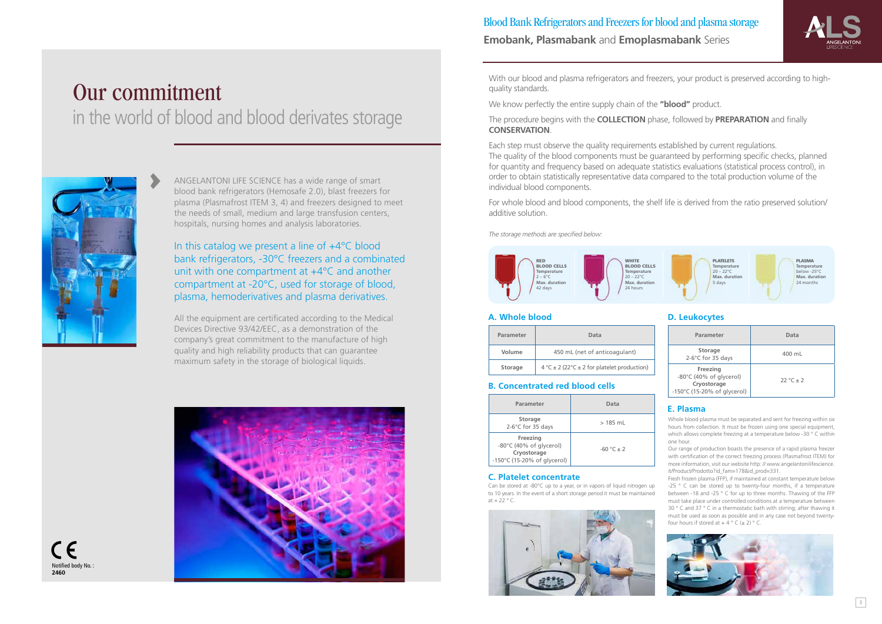# Our commitment

in the world of blood and blood derivates storage

ANGELANTONI LIFE SCIENCE has a wide range of smart blood bank refrigerators (Hemosafe 2.0), blast freezers for plasma (Plasmafrost ITEM 3, 4) and freezers designed to meet the needs of small, medium and large transfusion centers, hospitals, nursing homes and analysis laboratories.

In this catalog we present a line of +4°C blood bank refrigerators, -30°C freezers and a combinated unit with one compartment at +4°C and another compartment at -20°C, used for storage of blood, plasma, hemoderivatives and plasma derivatives.

All the equipment are certificated according to the Medical Devices Directive 93/42/EEC, as a demonstration of the company's great commitment to the manufacture of high quality and high reliability products that can guarantee maximum safety in the storage of biological liquids.

CE Notified body No.: **2460**

## Blood Bank Refrigerators and Freezers for blood and plasma storage

**Emobank, Plasmabank** and **Emoplasmabank** Series

With our blood and plasma refrigerators and freezers, your product is preserved according to high-quality standards.

We know perfectly the entire supply chain of the **"blood"** product.

The procedure begins with the **COLLECTION** phase, followed by **PREPARATION** and finally **CONSERVATION**.

Each step must observe the quality requirements established by current regulations.
The quality of the blood components must be guaranteed by performing specific checks, planned for quantity and frequency based on adequate statistics evaluations (statistical process control), in order to obtain statistically representative data compared to the total production volume of the individual blood components.

For whole blood and blood components, the shelf life is derived from the ratio preserved solution/ additive solution.

*The storage methods are specified below:*

| | Temperature | Max. duration |
|---|---|---|
| RED BLOOD CELLS | 2 – 6°C | 42 days |
| WHITE BLOOD CELLS | 20 – 22°C | 24 hours |
| PLATELETS | 20 – 22°C | 5 days |
| PLASMA | below -25°C | 24 months |

### A. Whole blood

| Parameter | Data |
|---|---|
| Volume | 450 mL (net of anticoagulant) |
| Storage | 4 °C ± 2 (22°C ± 2 for platelet production) |

### B. Concentrated red blood cells

| Parameter | Data |
|---|---|
| **Storage** 2-6°C for 35 days | > 185 mL |
| **Freezing** -80°C (40% of glycerol) **Cryostorage** -150°C (15-20% of glycerol) | -60 °C ± 2 |

### C. Platelet concentrate

Can be stored at -80°C up to a year, or in vapors of liquid nitrogen up to 10 years. In the event of a short storage period it must be maintained at + 22 ° C.

### D. Leukocytes

| Parameter | Data |
|---|---|
| **Storage** 2-6°C for 35 days | 400 mL |
| **Freezing** -80°C (40% of glycerol) **Cryostorage** -150°C (15-20% of glycerol) | 22 °C ± 2 |

### E. Plasma

Whole blood plasma must be separated and sent for freezing within six hours from collection. It must be frozen using one special equipment, which allows complete freezing at a temperature below -30 ° C within one hour.

Our range of production boasts the presence of a rapid plasma freezer with certification of the correct freezing process (Plasmafrost ITEM) for more information, visit our website http: // www.angelantonilifescience.it/Product/Prodotto?id_fam=178&id_prod=331.

Fresh frozen plasma (FFP), if maintained at constant temperature below -25 ° C can be stored up to twenty-four months, if a temperature between -18 and -25 ° C for up to three months. Thawing of the FFP must take place under controlled conditions at a temperature between 30 ° C and 37 ° C in a thermostatic bath with stirring; after thawing it must be used as soon as possible and in any case not beyond twenty-four hours if stored at + 4 ° C (± 2) ° C.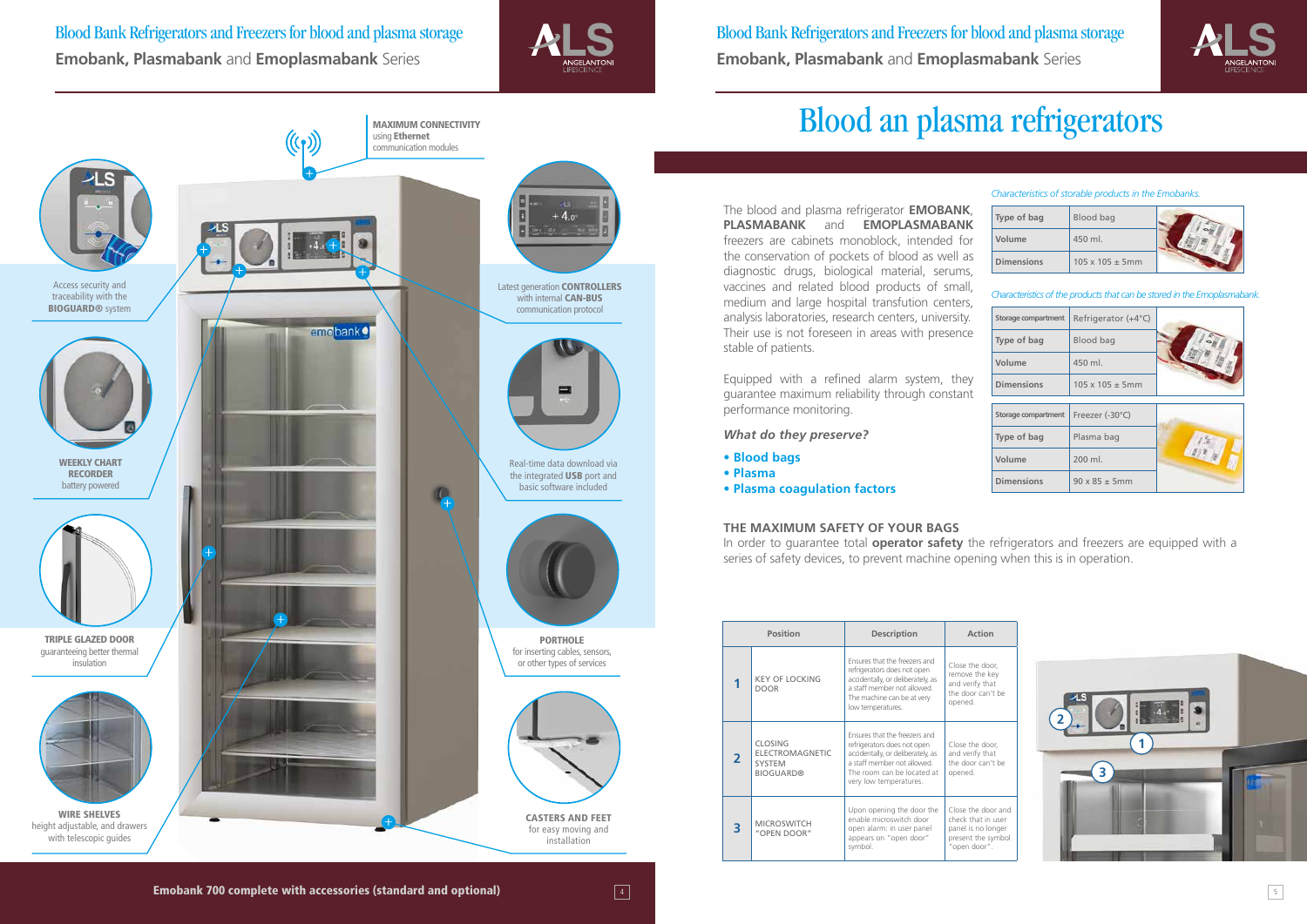# Blood Bank Refrigerators and Freezers for blood and plasma storage

**Emobank, Plasmabank** and **Emoplasmabank** Series

**MAXIMUM CONNECTIVITY** using **Ethernet** communication modules

Access security and traceability with the **BIOGUARD®** system

Latest generation **CONTROLLERS** with internal **CAN-BUS** communication protocol

**WEEKLY CHART RECORDER** battery powered

Real-time data download via the integrated **USB** port and basic software included

**TRIPLE GLAZED DOOR** guaranteeing better thermal insulation

**PORTHOLE** for inserting cables, sensors, or other types of services

**WIRE SHELVES** height adjustable, and drawers with telescopic guides

**CASTERS AND FEET** for easy moving and installation

**Emobank 700 complete with accessories (standard and optional)**

# Blood an plasma refrigerators

The blood and plasma refrigerator **EMOBANK**, **PLASMABANK** and **EMOPLASMABANK** freezers are cabinets monoblock, intended for the conservation of pockets of blood as well as diagnostic drugs, biological material, serums, vaccines and related blood products of small, medium and large hospital transfution centers, analysis laboratories, research centers, university. Their use is not foreseen in areas with presence stable of patients.

Equipped with a refined alarm system, they guarantee maximum reliability through constant performance monitoring.

***What do they preserve?***

- **Blood bags**
- **Plasma**
- **Plasma coagulation factors**

*Characteristics of storable products in the Emobanks.*

| | |
|---|---|
| Type of bag | Blood bag |
| Volume | 450 ml. |
| Dimensions | 105 x 105 ± 5mm |

*Characteristics of the products that can be stored in the Emoplasmabank.*

| | |
|---|---|
| Storage compartment | Refrigerator (+4°C) |
| Type of bag | Blood bag |
| Volume | 450 ml. |
| Dimensions | 105 x 105 ± 5mm |

| | |
|---|---|
| Storage compartment | Freezer (-30°C) |
| Type of bag | Plasma bag |
| Volume | 200 ml. |
| Dimensions | 90 x 85 ± 5mm |

## THE MAXIMUM SAFETY OF YOUR BAGS

In order to guarantee total **operator safety** the refrigerators and freezers are equipped with a series of safety devices, to prevent machine opening when this is in operation.

| | Position | Description | Action |
|---|---|---|---|
| 1 | KEY OF LOCKING DOOR | Ensures that the freezers and refrigerators does not open accidentally, or deliberately, as a staff member not allowed. The machine can be at very low temperatures. | Close the door, remove the key and verify that the door can't be opened. |
| 2 | CLOSING ELECTROMAGNETIC SYSTEM BIOGUARD® | Ensures that the freezers and refrigerators does not open accidentally, or deliberately, as a staff member not allowed. The room can be located at very low temperatures. | Close the door, and verify that the door can't be opened. |
| 3 | MICROSWITCH "OPEN DOOR" | Upon opening the door the enable microswitch door open alarm: in user panel appears on "open door" symbol. | Close the door and check that in user panel is no longer present the symbol "open door". |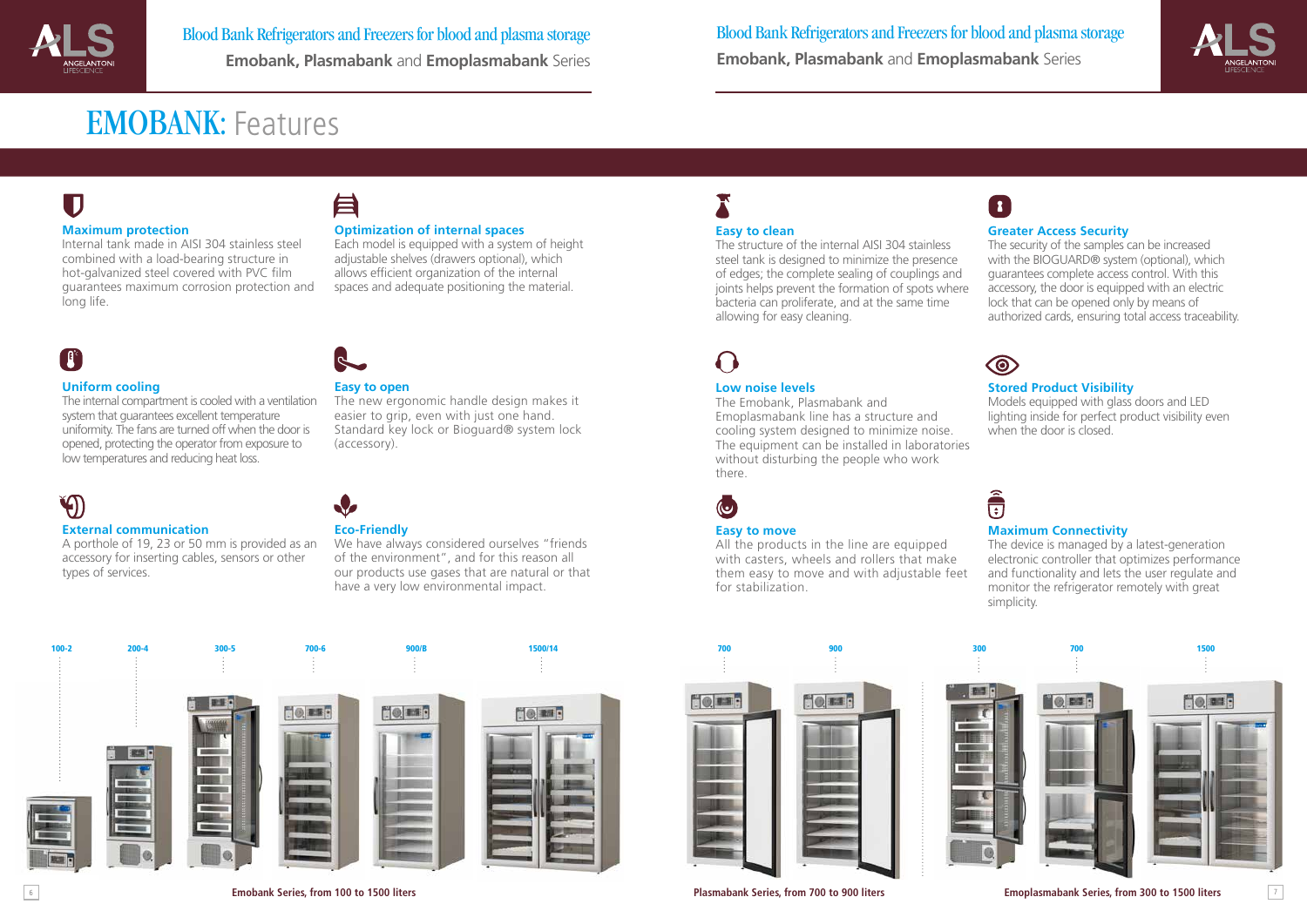# EMOBANK: Features

### Maximum protection
Internal tank made in AISI 304 stainless steel combined with a load-bearing structure in hot-galvanized steel covered with PVC film guarantees maximum corrosion protection and long life.

### Optimization of internal spaces
Each model is equipped with a system of height adjustable shelves (drawers optional), which allows efficient organization of the internal spaces and adequate positioning the material.

### Uniform cooling
The internal compartment is cooled with a ventilation system that guarantees excellent temperature uniformity. The fans are turned off when the door is opened, protecting the operator from exposure to low temperatures and reducing heat loss.

### Easy to open
The new ergonomic handle design makes it easier to grip, even with just one hand. Standard key lock or Bioguard® system lock (accessory).

### External communication
A porthole of 19, 23 or 50 mm is provided as an accessory for inserting cables, sensors or other types of services.

### Eco-Friendly
We have always considered ourselves "friends of the environment", and for this reason all our products use gases that are natural or that have a very low environmental impact.

### Easy to clean
The structure of the internal AISI 304 stainless steel tank is designed to minimize the presence of edges; the complete sealing of couplings and joints helps prevent the formation of spots where bacteria can proliferate, and at the same time allowing for easy cleaning.

### Greater Access Security
The security of the samples can be increased with the BIOGUARD® system (optional), which guarantees complete access control. With this accessory, the door is equipped with an electric lock that can be opened only by means of authorized cards, ensuring total access traceability.

### Low noise levels
The Emobank, Plasmabank and Emoplasmabank line has a structure and cooling system designed to minimize noise. The equipment can be installed in laboratories without disturbing the people who work there.

### Stored Product Visibility
Models equipped with glass doors and LED lighting inside for perfect product visibility even when the door is closed.

### Easy to move
All the products in the line are equipped with casters, wheels and rollers that make them easy to move and with adjustable feet for stabilization.

### Maximum Connectivity
The device is managed by a latest-generation electronic controller that optimizes performance and functionality and lets the user regulate and monitor the refrigerator remotely with great simplicity.

100-2 | 200-4 | 300-5 | 700-6 | 900/B | 1500/14

Emobank Series, from 100 to 1500 liters

700 | 900

Plasmabank Series, from 700 to 900 liters

300 | 700 | 1500

Emoplasmabank Series, from 300 to 1500 liters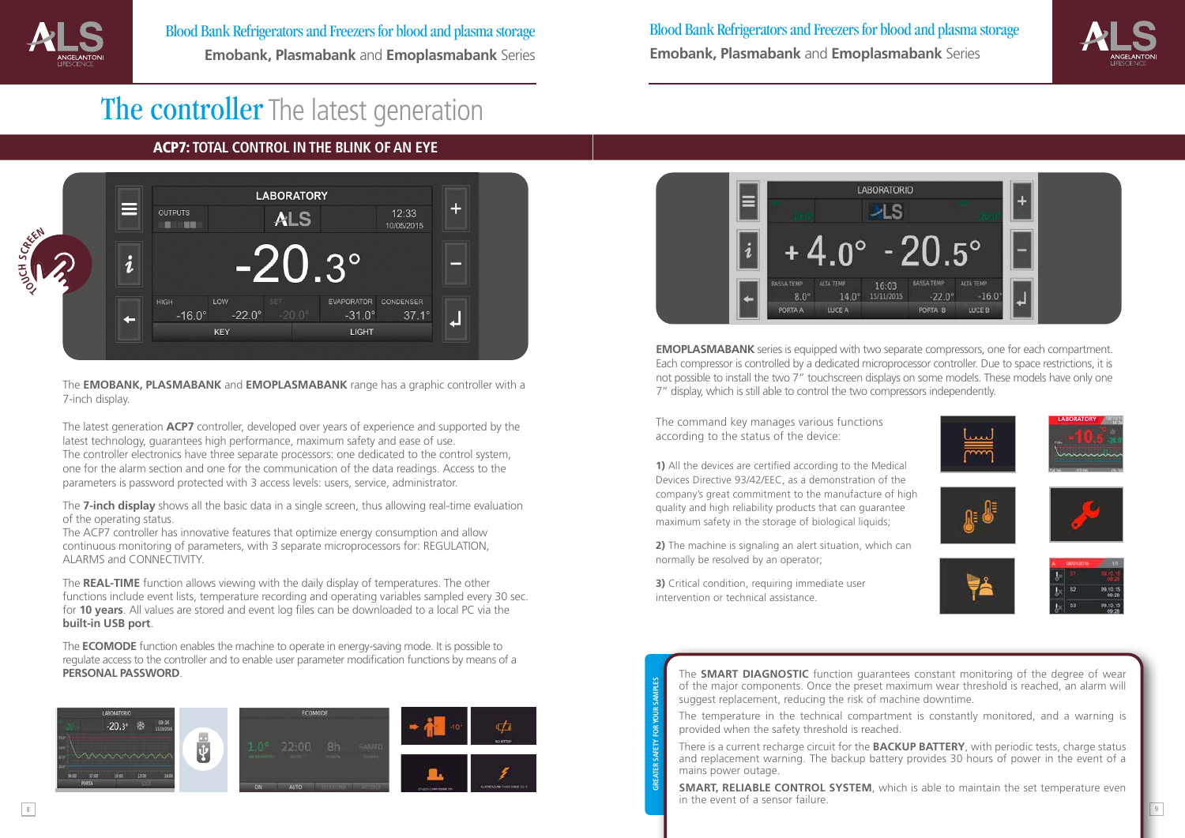# The controller The latest generation

## ACP7: TOTAL CONTROL IN THE BLINK OF AN EYE

The **EMOBANK, PLASMABANK** and **EMOPLASMABANK** range has a graphic controller with a 7-inch display.

The latest generation **ACP7** controller, developed over years of experience and supported by the latest technology, guarantees high performance, maximum safety and ease of use.
The controller electronics have three separate processors: one dedicated to the control system, one for the alarm section and one for the communication of the data readings. Access to the parameters is password protected with 3 access levels: users, service, administrator.

The **7-inch display** shows all the basic data in a single screen, thus allowing real-time evaluation of the operating status.
The ACP7 controller has innovative features that optimize energy consumption and allow continuous monitoring of parameters, with 3 separate microprocessors for: REGULATION, ALARMS and CONNECTIVITY.

The **REAL-TIME** function allows viewing with the daily display of temperatures. The other functions include event lists, temperature recording and operating variables sampled every 30 sec. for **10 years**. All values are stored and event log files can be downloaded to a local PC via the **built-in USB port**.

The **ECOMODE** function enables the machine to operate in energy-saving mode. It is possible to regulate access to the controller and to enable user parameter modification functions by means of a **PERSONAL PASSWORD**.

**EMOPLASMABANK** series is equipped with two separate compressors, one for each compartment. Each compressor is controlled by a dedicated microprocessor controller. Due to space restrictions, it is not possible to install the two 7" touchscreen displays on some models. These models have only one 7" display, which is still able to control the two compressors independently.

The command key manages various functions according to the status of the device:

**1)** All the devices are certified according to the Medical Devices Directive 93/42/EEC, as a demonstration of the company's great commitment to the manufacture of high quality and high reliability products that can guarantee maximum safety in the storage of biological liquids;

**2)** The machine is signaling an alert situation, which can normally be resolved by an operator;

**3)** Critical condition, requiring immediate user intervention or technical assistance.

GREATER SAFETY FOR YOUR SAMPLES

The **SMART DIAGNOSTIC** function guarantees constant monitoring of the degree of wear of the major components. Once the preset maximum wear threshold is reached, an alarm will suggest replacement, reducing the risk of machine downtime.

The temperature in the technical compartment is constantly monitored, and a warning is provided when the safety threshold is reached.

There is a current recharge circuit for the **BACKUP BATTERY**, with periodic tests, charge status and replacement warning. The backup battery provides 30 hours of power in the event of a mains power outage.

**SMART, RELIABLE CONTROL SYSTEM**, which is able to maintain the set temperature even in the event of a sensor failure.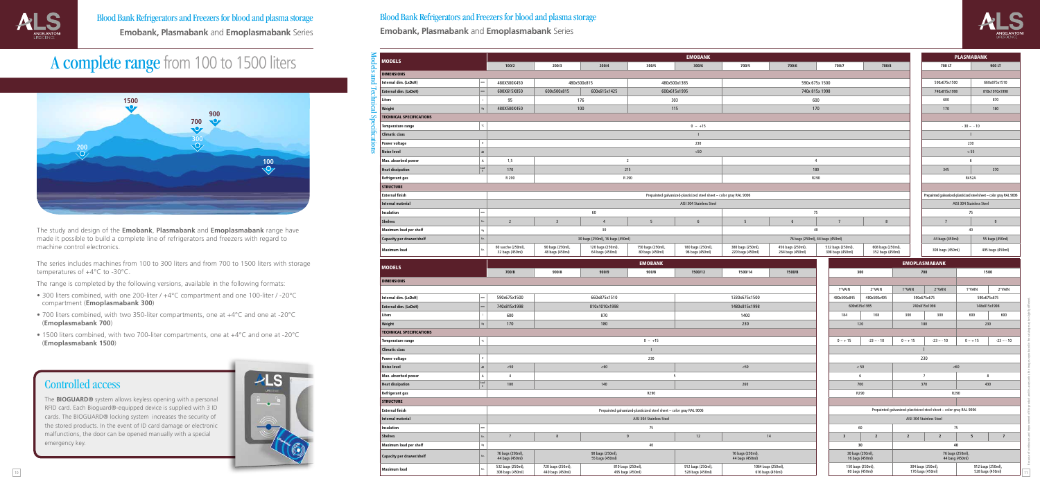# Blood Bank Refrigerators and Freezers for blood and plasma storage

**Emobank, Plasmabank** and **Emoplasmabank** Series

# A complete range from 100 to 1500 liters

The study and design of the **Emobank**, **Plasmabank** and **Emoplasmabank** range have made it possible to build a complete line of refrigerators and freezers with regard to machine control electronics.

The series includes machines from 100 to 300 liters and from 700 to 1500 liters with storage temperatures of +4°C to -30°C.

The range is completed by the following versions, available in the following formats:

- 300 liters combined, with one 200-liter / +4°C compartment and one 100-liter / -20°C compartment (**Emoplasmabank 300**)
- 700 liters combined, with two 350-liter compartments, one at +4°C and one at -20°C (**Emoplasmabank 700**)
- 1500 liters combined, with two 700-liter compartments, one at +4°C and one at -20°C (**Emoplasmabank 1500**)

## Controlled access

The **BIOGUARD®** system allows keyless opening with a personal RFID card. Each Bioguard®-equipped device is supplied with 3 ID cards. The BIOGUARD® locking system increases the security of the stored products. In the event of ID card damage or electronic malfunctions, the door can be opened manually with a special emergency key.

# Blood Bank Refrigerators and Freezers for blood and plasma storage

**Emobank, Plasmabank** and **Emoplasmabank** Series

## Models and Technical Specifications

| MODELS | | EMOBANK | | | | | | | | | PLASMABANK | |
|---|---|---|---|---|---|---|---|---|---|---|---|---|
| | | 100/2 | 200/3 | 200/4 | 300/5 | 300/6 | 700/5 | 700/6 | 700/7 | 700/8 | 700 LT | 900 LT |
| **DIMENSIONS** | | | | | | | | | | | | |
| Internal dim. (LxDxH) | mm | 480X500X450 | 480x500x815 | | 480x500x1385 | | 590x675x1500 | | | | 590x675x1500 | 660x875x1510 |
| External dim. (LxDxH) | mm | 600X615X850 | 600x500x815 | 600x615x1425 | 600x615x1995 | | 740x815x1998 | | | | 740x815x1998 | 810x1010x1998 |
| Liters | l | 95 | 176 | | 303 | | 600 | | | | 600 | 870 |
| Weight | Kg | 480X500X450 | 100 | | 115 | | 170 | | | | 170 | 180 |
| **TECHNICAL SPECIFICATIONS** | | | | | | | | | | | | |
| Temperature range | °C | 0 ÷ +15 | | | | | | | | | -30 ÷ -10 | |
| Climatic class | | I | | | | | | | | | I | |
| Power voltage | V | 230 | | | | | | | | | 230 | |
| Noise level | dB | <50 | | | | | | | | | < 55 | |
| Max. absorbed power | A | 1,5 | 2 | | | | 4 | | | | 6 | |
| Heat dissipation | kcal/h | 170 | 215 | | | | 180 | | | | 345 | 370 |
| Refrigerant gas | | R 290 | R 290 | | | | R290 | | | | R452A | |
| **STRUCTURE** | | | | | | | | | | | | |
| External finish | | Prepainted galvanized-plasticized steel sheet – color gray RAL 9006 | | | | | | | | | Prepainted galvanized-plasticized steel sheet – color gray RAL 9006 | |
| Internal material | | AISI 304 Stainless Steel | | | | | | | | | AISI 304 Stainless Steel | |
| Insulation | mm | 60 | | | | | 75 | | | | 75 | |
| Shelves | N. | 2 | 3 | 4 | 5 | 6 | 5 | 6 | 7 | 8 | 7 | 9 |
| Maximum load per shelf | Kg | 30 | | | | | 40 | | | | 40 | |
| Capacity per drawer/shelf | N. | 30 bags (250ml), 16 bags (450ml) | | | | | 76 bags (250ml), 44 bags (450ml) | | | | 44 bags (450ml) | 55 bags (450ml) |
| Maximum load | N. | 60 sacchv (250ml), 32 bags (450ml) | 90 bags (250ml), 48 bags (450ml) | 120 bags (250ml), 64 bags (450ml) | 150 bags (250ml), 80 bags (450ml) | 180 bags (250ml), 96 bags (450ml) | 380 bags (250ml), 220 bags (450ml) | 456 bags (250ml), 264 bags (450ml) | 532 bags (250ml), 308 bags (450ml) | 608 bags (250ml), 352 bags (450ml) | 308 bags (450ml) | 495 bags (450ml) |

| MODELS | | EMOBANK | | | | | | |
|---|---|---|---|---|---|---|---|---|
| | | 700/8 | 900/8 | 900/9 | 900/8 | 1500/12 | 1500/14 | 1500/8 |
| **DIMENSIONS** | | | | | | | | |
| Internal dim. (LxDxH) | mm | 590x675x1500 | 660x875x1510 | | | 1330x675x1500 | | |
| External dim. (LxDxH) | mm | 740x815x1998 | 810x1010x1998 | | | 1480x815x1998 | | |
| Liters | l | 600 | 870 | | | 1400 | | |
| Weight | Kg | 170 | 180 | | | 230 | | |
| **TECHNICAL SPECIFICATIONS** | | | | | | | | |
| Temperature range | °C | 0 ÷ +15 | | | | | | |
| Climatic class | | I | | | | | | |
| Power voltage | V | 230 | | | | | | |
| Noise level | dB | <50 | <60 | | | <50 | | |
| Max. absorbed power | A | 4 | 5 | | | | | |
| Heat dissipation | kcal/h | 180 | 140 | | | 260 | | |
| Refrigerant gas | | R290 | | | | | | |
| **STRUCTURE** | | | | | | | | |
| External finish | | Prepainted galvanized-plasticized steel sheet – color gray RAL 9006 | | | | | | |
| Internal material | | AISI 304 Stainless Steel | | | | | | |
| Insulation | mm | 75 | | | | | | |
| Shelves | N. | 7 | 8 | 9 | | 12 | 14 | |
| Maximum load per shelf | Kg | 40 | | | | | | |
| Capacity per drawer/shelf | N. | 76 bags (250ml), 44 bags (450ml) | 90 bags (250ml), 55 bags (450ml) | | | 76 bags (250ml), 44 bags (450ml) | | |
| Maximum load | N. | 532 bags (250ml), 308 bags (450ml) | 720 bags (250ml), 440 bags (450ml) | 810 bags (250ml), 495 bags (450ml) | | 912 bags (250ml), 528 bags (450ml) | 1064 bags (250ml), 616 bags (450ml) | |

| MODELS | EMOPLASMABANK | | | | | |
|---|---|---|---|---|---|---|
| | 300 | | 700 | | 1500 | |
| **DIMENSIONS** | 1°VAIN | 2°VAIN | 1°VAIN | 2°VAIN | 1°VAIN | 2°VAIN |
| Internal dim. (LxDxH) | 480x500x845 | 480x500x495 | 590x675x675 | | 590x675x675 | |
| External dim. (LxDxH) | 600x635x1995 | | 740x815x1998 | | 148x815x1998 | |
| Liters | 184 | 108 | 300 | 300 | 600 | 600 |
| Weight | 120 | | 180 | | 230 | |
| **TECHNICAL SPECIFICATIONS** | | | | | | |
| Temperature range | 0 ÷ +15 | -23 ÷ -10 | 0 ÷ +15 | -23 ÷ -10 | 0 ÷ +15 | -23 ÷ -10 |
| Climatic class | I | | | | | |
| Power voltage | 230 | | | | | |
| Noise level | < 50 | | <60 | | | |
| Max. absorbed power | 6 | | 7 | | 8 | |
| Heat dissipation | 700 | | 370 | | 430 | |
| Refrigerant gas | R290 | | R290 | | | |
| **STRUCTURE** | | | | | | |
| External finish | Prepainted galvanized-plasticized steel sheet – color gray RAL 9006 | | | | | |
| Internal material | AISI 304 Stainless Steel | | | | | |
| Insulation | 60 | | 75 | | | |
| Shelves | 3 | 2 | 2 | 2 | 5 | 7 |
| Maximum load per shelf | 30 | | 40 | | | |
| Capacity per drawer/shelf | 30 bags (250ml), 16 bags (450ml) | | 76 bags (250ml), 44 bags (450ml) | | | |
| Maximum load | 150 bags (250ml), 80 bags (450ml) | | 304 bags (250ml), 176 bags (450ml) | | 912 bags (250ml), 528 bags (450ml) | |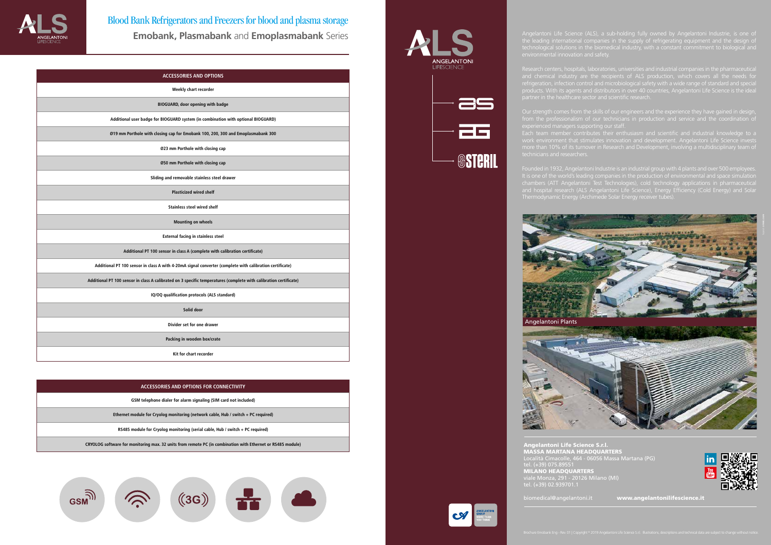# Blood Bank Refrigerators and Freezers for blood and plasma storage

## **Emobank, Plasmabank** and **Emoplasmabank** Series

| ACCESSORIES AND OPTIONS |
|---|
| Weekly chart recorder |
| BIOGUARD, door opening with badge |
| Additional user badge for BIOGUARD system (in combination with optional BIOGUARD) |
| Ø19 mm Porthole with closing cap for Emobank 100, 200, 300 and Emoplasmabank 300 |
| Ø23 mm Porthole with closing cap |
| Ø50 mm Porthole with closing cap |
| Sliding and removable stainless steel drawer |
| Plasticized wired shelf |
| Stainless steel wired shelf |
| Mounting on wheels |
| External facing in stainless steel |
| Additional PT 100 sensor in class A (complete with calibration certificate) |
| Additional PT 100 sensor in class A with 4-20mA signal converter (complete with calibration certificate) |
| Additional PT 100 sensor in class A calibrated on 3 specific temperatures (complete with calibration certificate) |
| IQ/OQ qualification protocols (ALS standard) |
| Solid door |
| Divider set for one drawer |
| Packing in wooden box/crate |
| Kit for chart recorder |

| ACCESSORIES AND OPTIONS FOR CONNECTIVITY |
|---|
| GSM telephone dialer for alarm signaling (SIM card not included) |
| Ethernet module for Cryolog monitoring (network cable, Hub / switch + PC required) |
| RS485 module for Cryolog monitoring (serial cable, Hub / switch + PC required) |
| CRYOLOG software for monitoring max. 32 units from remote PC (in combination with Ethernet or RS485 module) |

GSM

3G

Angelantoni Life Science (ALS), a sub-holding fully owned by Angelantoni Industrie, is one of the leading international companies in the supply of refrigerating equipment and the design of technological solutions in the biomedical industry, with a constant commitment to biological and environmental innovation and safety.

Research centers, hospitals, laboratories, universities and industrial companies in the pharmaceutical and chemical industry are the recipients of ALS production, which covers all the needs for refrigeration, infection control and microbiological safety with a wide range of standard and special products. With its agents and distributors in over 40 countries, Angelantoni Life Science is the ideal partner in the healthcare sector and scientific research.

Our strength comes from the skills of our engineers and the experience they have gained in design, from the professionalism of our technicians in production and service and the coordination of experienced managers supporting our staff.
Each team member contributes their enthusiasm and scientific and industrial knowledge to a work environment that stimulates innovation and development. Angelantoni Life Science invests more than 10% of its turnover in Research and Development, involving a multidisciplinary team of technicians and researchers.

Founded in 1932, Angelantoni Industrie is an industrial group with 4 plants and over 500 employees. It is one of the world's leading companies in the production of environmental and space simulation chambers (ATT Angelantoni Test Technologies), cold technology applications in pharmaceutical and hospital research (ALS Angelantoni Life Science), Energy Efficiency (Cold Energy) and Solar Thermodynamic Energy (Archimede Solar Energy receiver tubes).

Angelantoni Plants

**Angelantoni Life Science S.r.l.**
**MASSA MARTANA HEADQUARTERS**
Località Cimacolle, 464 - 06056 Massa Martana (PG)
tel. (+39) 075.89551
**MILANO HEADQUARTERS**
viale Monza, 291 - 20126 Milano (MI)
tel. (+39) 02.939701.1

biomedical@angelantoni.it **www.angelantonilifescience.it**

Brochure Emobank Eng - Rev. 01 | Copyright © 2019 Angelantoni Life Science S.r.l. Illustrations, descriptions and technical data are subject to change without notice.